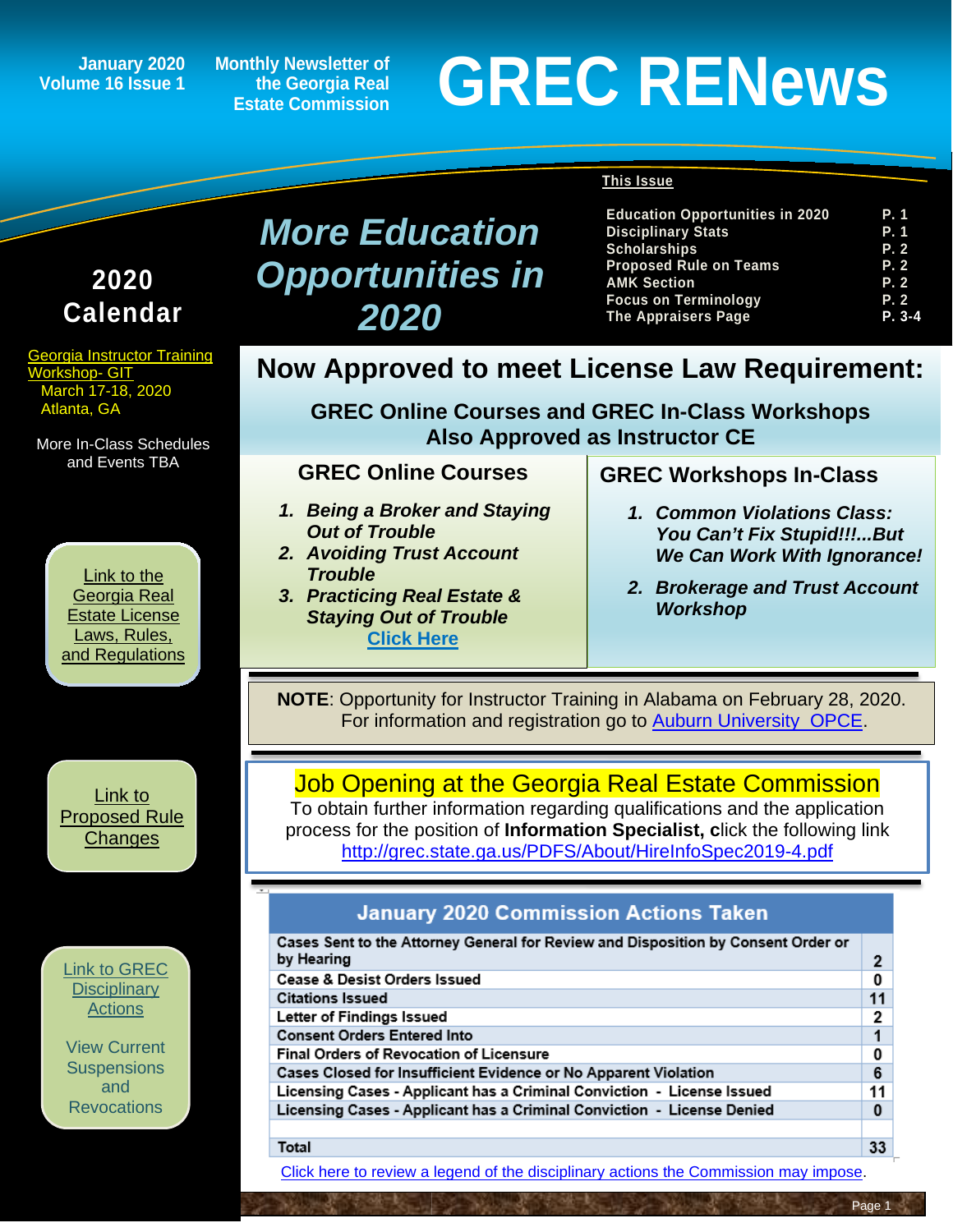January 2020
Volume 16 Issue 1

Monthly Newsletter of the Georgia Real Estate Commission

# GREC RENews

**This Issue**

| | |
|---|---|
| Education Opportunities in 2020 | P. 1 |
| Disciplinary Stats | P. 1 |
| Scholarships | P. 2 |
| Proposed Rule on Teams | P. 2 |
| AMK Section | P. 2 |
| Focus on Terminology | P. 2 |
| The Appraisers Page | P. 3-4 |

## 2020 Calendar

Georgia Instructor Training Workshop- GIT
March 17-18, 2020
Atlanta, GA

More In-Class Schedules and Events TBA

Link to the Georgia Real Estate License Laws, Rules, and Regulations

Link to Proposed Rule Changes

Link to GREC Disciplinary Actions

View Current Suspensions and Revocations

## *More Education Opportunities in 2020*

## Now Approved to meet License Law Requirement:

### GREC Online Courses and GREC In-Class Workshops Also Approved as Instructor CE

### GREC Online Courses

1. ***Being a Broker and Staying Out of Trouble***
2. ***Avoiding Trust Account Trouble***
3. ***Practicing Real Estate & Staying Out of Trouble***

Click Here

### GREC Workshops In-Class

1. ***Common Violations Class: You Can't Fix Stupid!!!...But We Can Work With Ignorance!***
2. ***Brokerage and Trust Account Workshop***

**NOTE**: Opportunity for Instructor Training in Alabama on February 28, 2020. For information and registration go to Auburn University OPCE.

## Job Opening at the Georgia Real Estate Commission

To obtain further information regarding qualifications and the application process for the position of **Information Specialist, c**lick the following link http://grec.state.ga.us/PDFS/About/HireInfoSpec2019-4.pdf

| January 2020 Commission Actions Taken | |
|---|---|
| Cases Sent to the Attorney General for Review and Disposition by Consent Order or by Hearing | 2 |
| Cease & Desist Orders Issued | 0 |
| Citations Issued | 11 |
| Letter of Findings Issued | 2 |
| Consent Orders Entered Into | 1 |
| Final Orders of Revocation of Licensure | 0 |
| Cases Closed for Insufficient Evidence or No Apparent Violation | 6 |
| Licensing Cases - Applicant has a Criminal Conviction - License Issued | 11 |
| Licensing Cases - Applicant has a Criminal Conviction - License Denied | 0 |
| | |
| Total | 33 |

Click here to review a legend of the disciplinary actions the Commission may impose.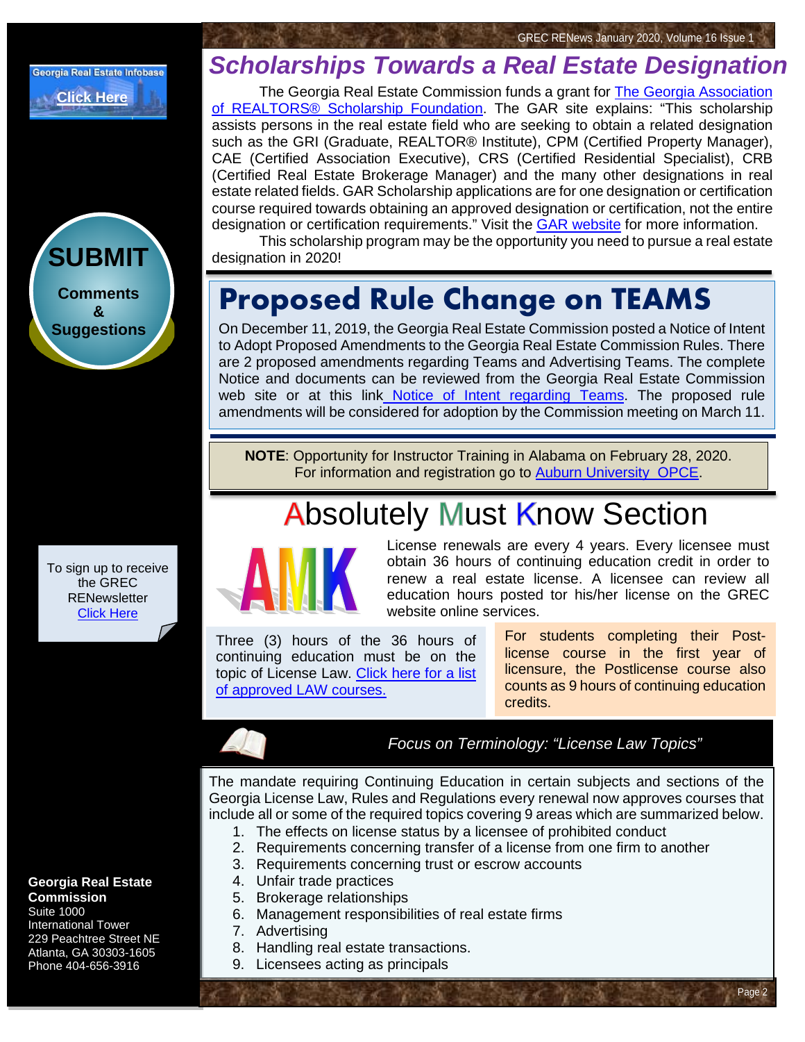## Scholarships Towards a Real Estate Designation

The Georgia Real Estate Commission funds a grant for The Georgia Association of REALTORS® Scholarship Foundation. The GAR site explains: "This scholarship assists persons in the real estate field who are seeking to obtain a related designation such as the GRI (Graduate, REALTOR® Institute), CPM (Certified Property Manager), CAE (Certified Association Executive), CRS (Certified Residential Specialist), CRB (Certified Real Estate Brokerage Manager) and the many other designations in real estate related fields. GAR Scholarship applications are for one designation or certification course required towards obtaining an approved designation or certification, not the entire designation or certification requirements." Visit the GAR website for more information.

This scholarship program may be the opportunity you need to pursue a real estate designation in 2020!

## Proposed Rule Change on TEAMS

On December 11, 2019, the Georgia Real Estate Commission posted a Notice of Intent to Adopt Proposed Amendments to the Georgia Real Estate Commission Rules. There are 2 proposed amendments regarding Teams and Advertising Teams. The complete Notice and documents can be reviewed from the Georgia Real Estate Commission web site or at this link Notice of Intent regarding Teams. The proposed rule amendments will be considered for adoption by the Commission meeting on March 11.

**NOTE**: Opportunity for Instructor Training in Alabama on February 28, 2020. For information and registration go to Auburn University OPCE.

## Absolutely Must Know Section

AMK

License renewals are every 4 years. Every licensee must obtain 36 hours of continuing education credit in order to renew a real estate license. A licensee can review all education hours posted tor his/her license on the GREC website online services.

Three (3) hours of the 36 hours of continuing education must be on the topic of License Law. Click here for a list of approved LAW courses.

For students completing their Post-license course in the first year of licensure, the Postlicense course also counts as 9 hours of continuing education credits.

### *Focus on Terminology: "License Law Topics"*

The mandate requiring Continuing Education in certain subjects and sections of the Georgia License Law, Rules and Regulations every renewal now approves courses that include all or some of the required topics covering 9 areas which are summarized below.

1. The effects on license status by a licensee of prohibited conduct
2. Requirements concerning transfer of a license from one firm to another
3. Requirements concerning trust or escrow accounts
4. Unfair trade practices
5. Brokerage relationships
6. Management responsibilities of real estate firms
7. Advertising
8. Handling real estate transactions.
9. Licensees acting as principals

---

Georgia Real Estate Infobase
Click Here

**SUBMIT**
**Comments & Suggestions**

To sign up to receive the GREC RENewsletter
Click Here

**Georgia Real Estate Commission**
Suite 1000
International Tower
229 Peachtree Street NE
Atlanta, GA 30303-1605
Phone 404-656-3916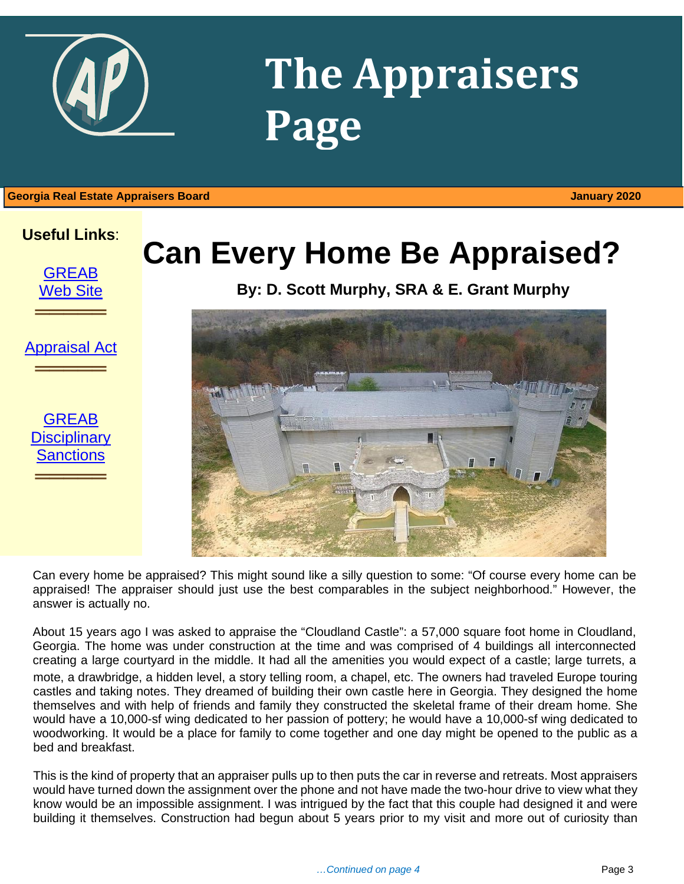# The Appraisers Page

**Georgia Real Estate Appraisers Board** **January 2020**

**Useful Links**:

GREAB Web Site

Appraisal Act

GREAB Disciplinary Sanctions

# Can Every Home Be Appraised?

**By: D. Scott Murphy, SRA & E. Grant Murphy**

Can every home be appraised? This might sound like a silly question to some: "Of course every home can be appraised! The appraiser should just use the best comparables in the subject neighborhood." However, the answer is actually no.

About 15 years ago I was asked to appraise the "Cloudland Castle": a 57,000 square foot home in Cloudland, Georgia. The home was under construction at the time and was comprised of 4 buildings all interconnected creating a large courtyard in the middle. It had all the amenities you would expect of a castle; large turrets, a mote, a drawbridge, a hidden level, a story telling room, a chapel, etc. The owners had traveled Europe touring castles and taking notes. They dreamed of building their own castle here in Georgia. They designed the home themselves and with help of friends and family they constructed the skeletal frame of their dream home. She would have a 10,000-sf wing dedicated to her passion of pottery; he would have a 10,000-sf wing dedicated to woodworking. It would be a place for family to come together and one day might be opened to the public as a bed and breakfast.

This is the kind of property that an appraiser pulls up to then puts the car in reverse and retreats. Most appraisers would have turned down the assignment over the phone and not have made the two-hour drive to view what they know would be an impossible assignment. I was intrigued by the fact that this couple had designed it and were building it themselves. Construction had begun about 5 years prior to my visit and more out of curiosity than

*…Continued on page 4*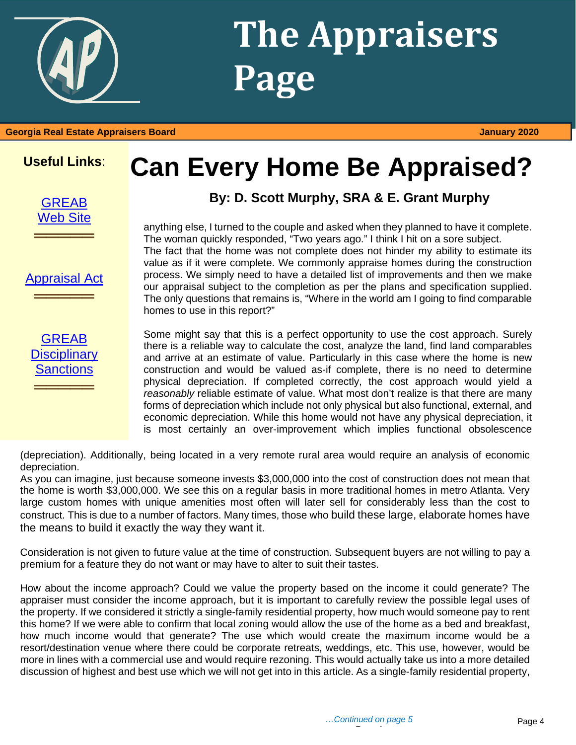# The Appraisers Page

**Georgia Real Estate Appraisers Board** **January 2020**

**Useful Links**:

GREAB Web Site

Appraisal Act

GREAB Disciplinary Sanctions

# Can Every Home Be Appraised?

### By: D. Scott Murphy, SRA & E. Grant Murphy

anything else, I turned to the couple and asked when they planned to have it complete. The woman quickly responded, "Two years ago." I think I hit on a sore subject.
The fact that the home was not complete does not hinder my ability to estimate its value as if it were complete. We commonly appraise homes during the construction process. We simply need to have a detailed list of improvements and then we make our appraisal subject to the completion as per the plans and specification supplied. The only questions that remains is, "Where in the world am I going to find comparable homes to use in this report?"

Some might say that this is a perfect opportunity to use the cost approach. Surely there is a reliable way to calculate the cost, analyze the land, find land comparables and arrive at an estimate of value. Particularly in this case where the home is new construction and would be valued as-if complete, there is no need to determine physical depreciation. If completed correctly, the cost approach would yield a *reasonably* reliable estimate of value. What most don't realize is that there are many forms of depreciation which include not only physical but also functional, external, and economic depreciation. While this home would not have any physical depreciation, it is most certainly an over-improvement which implies functional obsolescence (depreciation). Additionally, being located in a very remote rural area would require an analysis of economic depreciation.
As you can imagine, just because someone invests $3,000,000 into the cost of construction does not mean that the home is worth $3,000,000. We see this on a regular basis in more traditional homes in metro Atlanta. Very large custom homes with unique amenities most often will later sell for considerably less than the cost to construct. This is due to a number of factors. Many times, those who build these large, elaborate homes have the means to build it exactly the way they want it.

Consideration is not given to future value at the time of construction. Subsequent buyers are not willing to pay a premium for a feature they do not want or may have to alter to suit their tastes.

How about the income approach? Could we value the property based on the income it could generate? The appraiser must consider the income approach, but it is important to carefully review the possible legal uses of the property. If we considered it strictly a single-family residential property, how much would someone pay to rent this home? If we were able to confirm that local zoning would allow the use of the home as a bed and breakfast, how much income would that generate? The use which would create the maximum income would be a resort/destination venue where there could be corporate retreats, weddings, etc. This use, however, would be more in lines with a commercial use and would require rezoning. This would actually take us into a more detailed discussion of highest and best use which we will not get into in this article. As a single-family residential property,

*…Continued on page 5*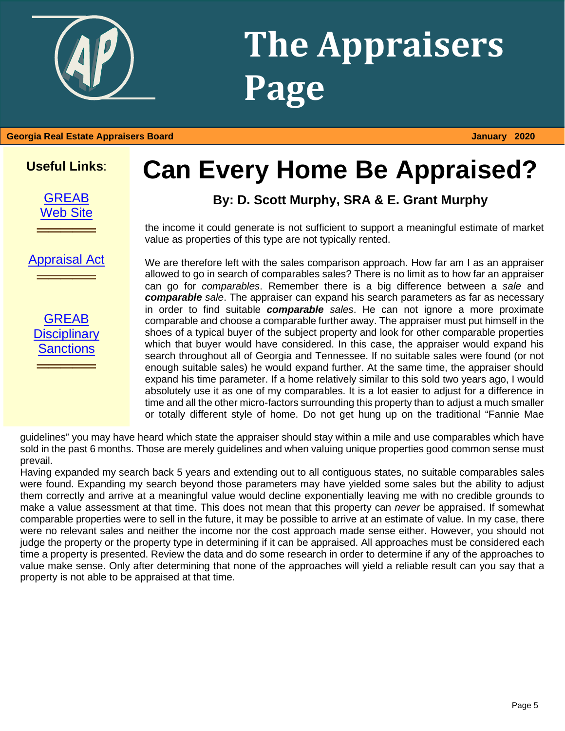# Can Every Home Be Appraised?

**By: D. Scott Murphy, SRA & E. Grant Murphy**

the income it could generate is not sufficient to support a meaningful estimate of market value as properties of this type are not typically rented.

We are therefore left with the sales comparison approach. How far am I as an appraiser allowed to go in search of comparables sales? There is no limit as to how far an appraiser can go for *comparables*. Remember there is a big difference between a *sale* and ***comparable*** *sale*. The appraiser can expand his search parameters as far as necessary in order to find suitable ***comparable*** *sales*. He can not ignore a more proximate comparable and choose a comparable further away. The appraiser must put himself in the shoes of a typical buyer of the subject property and look for other comparable properties which that buyer would have considered. In this case, the appraiser would expand his search throughout all of Georgia and Tennessee. If no suitable sales were found (or not enough suitable sales) he would expand further. At the same time, the appraiser should expand his time parameter. If a home relatively similar to this sold two years ago, I would absolutely use it as one of my comparables. It is a lot easier to adjust for a difference in time and all the other micro-factors surrounding this property than to adjust a much smaller or totally different style of home. Do not get hung up on the traditional "Fannie Mae guidelines" you may have heard which state the appraiser should stay within a mile and use comparables which have sold in the past 6 months. Those are merely guidelines and when valuing unique properties good common sense must prevail.

Having expanded my search back 5 years and extending out to all contiguous states, no suitable comparables sales were found. Expanding my search beyond those parameters may have yielded some sales but the ability to adjust them correctly and arrive at a meaningful value would decline exponentially leaving me with no credible grounds to make a value assessment at that time. This does not mean that this property can *never* be appraised. If somewhat comparable properties were to sell in the future, it may be possible to arrive at an estimate of value. In my case, there were no relevant sales and neither the income nor the cost approach made sense either. However, you should not judge the property or the property type in determining if it can be appraised. All approaches must be considered each time a property is presented. Review the data and do some research in order to determine if any of the approaches to value make sense. Only after determining that none of the approaches will yield a reliable result can you say that a property is not able to be appraised at that time.

**Useful Links**:

- GREAB Web Site
- Appraisal Act
- GREAB Disciplinary Sanctions